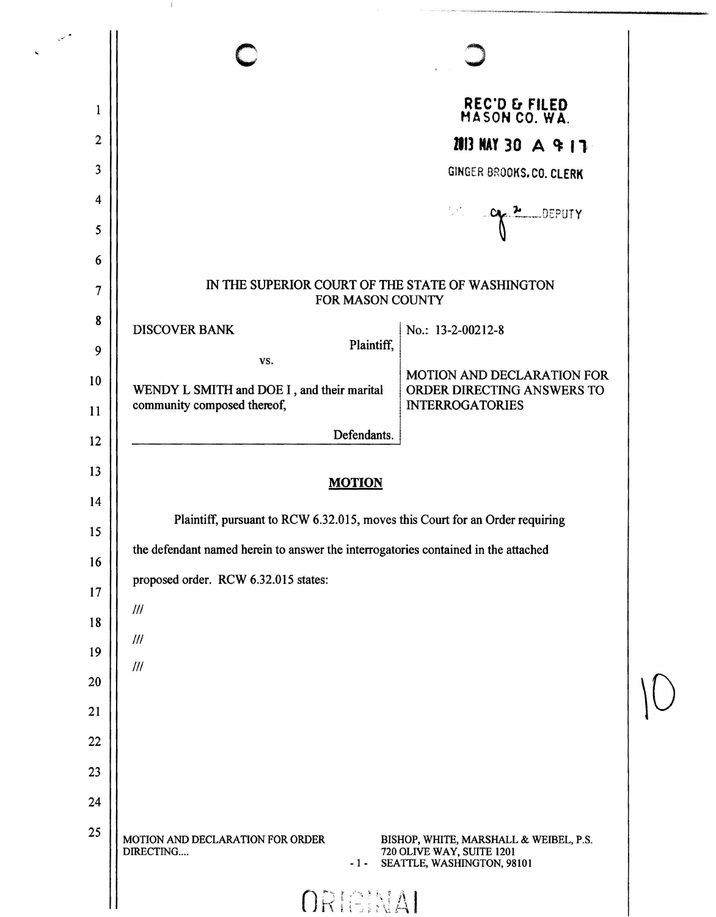REC'D & FILED
MASON CO. WA.

2013 MAY 30 A 9 17

GINGER BROOKS, CO. CLERK

DEPUTY

IN THE SUPERIOR COURT OF THE STATE OF WASHINGTON
FOR MASON COUNTY

| | |
|---|---|
| DISCOVER BANK<br>Plaintiff,<br>vs.<br>WENDY L SMITH and DOE I, and their marital community composed thereof,<br>Defendants. | No.: 13-2-00212-8<br><br>MOTION AND DECLARATION FOR ORDER DIRECTING ANSWERS TO INTERROGATORIES |

## MOTION

Plaintiff, pursuant to RCW 6.32.015, moves this Court for an Order requiring the defendant named herein to answer the interrogatories contained in the attached proposed order. RCW 6.32.015 states:

///

///

///

MOTION AND DECLARATION FOR ORDER DIRECTING....

BISHOP, WHITE, MARSHALL & WEIBEL, P.S.
720 OLIVE WAY, SUITE 1201
SEATTLE, WASHINGTON, 98101

ORIGINAL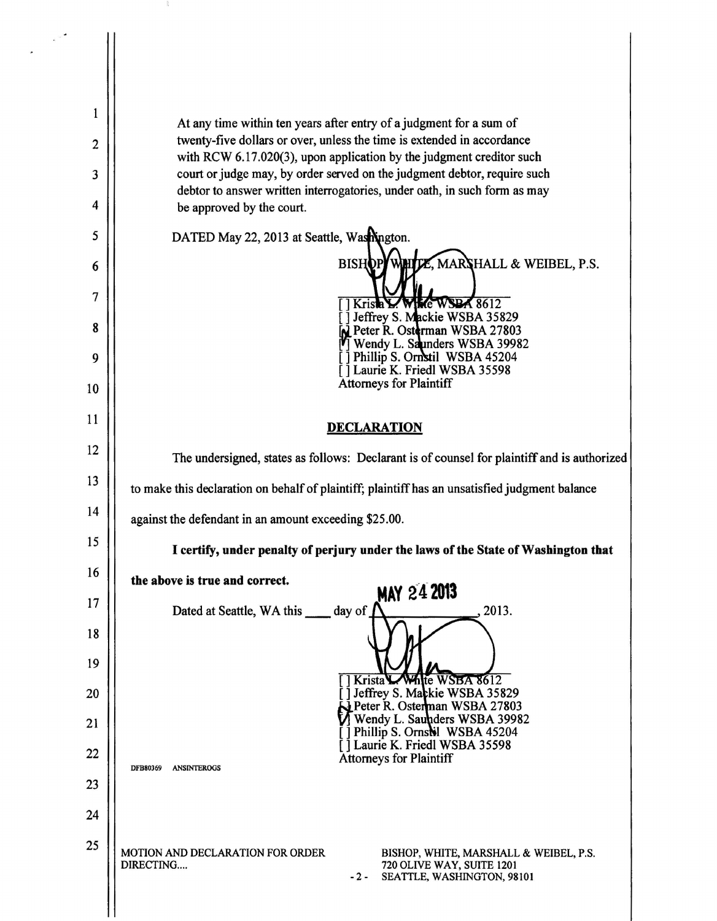At any time within ten years after entry of a judgment for a sum of twenty-five dollars or over, unless the time is extended in accordance with RCW 6.17.020(3), upon application by the judgment creditor such court or judge may, by order served on the judgment debtor, require such debtor to answer written interrogatories, under oath, in such form as may be approved by the court.

DATED May 22, 2013 at Seattle, Washington.

BISHOP WHITE, MARSHALL & WEIBEL, P.S.

[ ] Krista L. White WSBA 8612
[ ] Jeffrey S. Mackie WSBA 35829
[x] Peter R. Osterman WSBA 27803
[x] Wendy L. Saunders WSBA 39982
[ ] Phillip S. Ornstil WSBA 45204
[ ] Laurie K. Friedl WSBA 35598
Attorneys for Plaintiff

## DECLARATION

The undersigned, states as follows: Declarant is of counsel for plaintiff and is authorized to make this declaration on behalf of plaintiff; plaintiff has an unsatisfied judgment balance against the defendant in an amount exceeding $25.00.

**I certify, under penalty of perjury under the laws of the State of Washington that the above is true and correct.**

Dated at Seattle, WA this ____ day of MAY 24 2013, 2013.

[ ] Krista L. White WSBA 8612
[ ] Jeffrey S. Mackie WSBA 35829
[x] Peter R. Osterman WSBA 27803
[x] Wendy L. Saunders WSBA 39982
[ ] Phillip S. Ornstil WSBA 45204
[ ] Laurie K. Friedl WSBA 35598
Attorneys for Plaintiff

DFB80369 ANSINTEROGS

MOTION AND DECLARATION FOR ORDER DIRECTING....

BISHOP, WHITE, MARSHALL & WEIBEL, P.S.
720 OLIVE WAY, SUITE 1201
SEATTLE, WASHINGTON, 98101